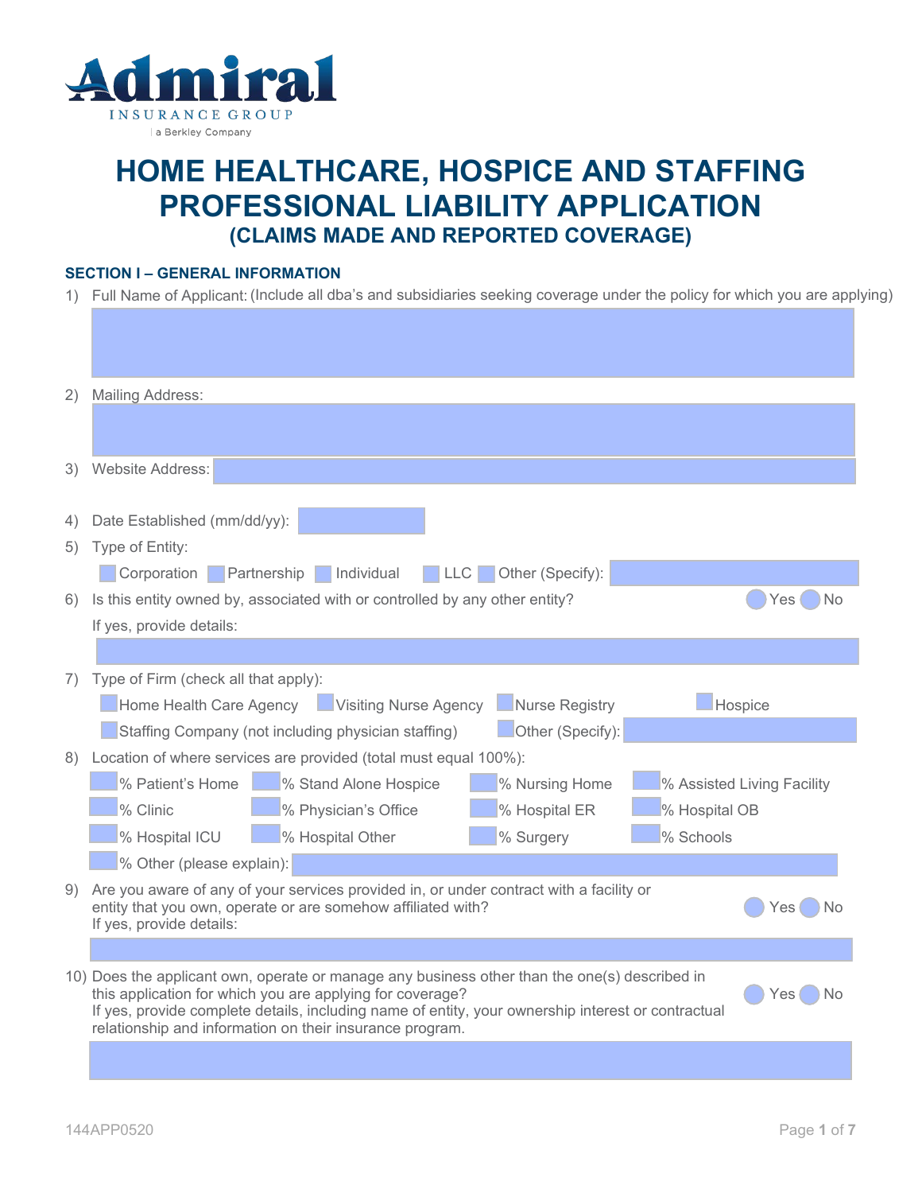Admiral INSURANCE GROUP | a Berkley Company

# HOME HEALTHCARE, HOSPICE AND STAFFING PROFESSIONAL LIABILITY APPLICATION

## (CLAIMS MADE AND REPORTED COVERAGE)

### SECTION I – GENERAL INFORMATION

1) Full Name of Applicant: (Include all dba's and subsidiaries seeking coverage under the policy for which you are applying)

2) Mailing Address:

3) Website Address:

4) Date Established (mm/dd/yy):

5) Type of Entity:

   ☐ Corporation ☐ Partnership ☐ Individual ☐ LLC ☐ Other (Specify):

6) Is this entity owned by, associated with or controlled by any other entity? ○ Yes ○ No

   If yes, provide details:

7) Type of Firm (check all that apply):

   ☐ Home Health Care Agency ☐ Visiting Nurse Agency ☐ Nurse Registry ☐ Hospice

   ☐ Staffing Company (not including physician staffing) ☐ Other (Specify):

8) Location of where services are provided (total must equal 100%):

   ___% Patient's Home ___% Stand Alone Hospice ___% Nursing Home ___% Assisted Living Facility

   ___% Clinic ___% Physician's Office ___% Hospital ER ___% Hospital OB

   ___% Hospital ICU ___% Hospital Other ___% Surgery ___% Schools

   ___% Other (please explain):

9) Are you aware of any of your services provided in, or under contract with a facility or entity that you own, operate or are somehow affiliated with? ○ Yes ○ No

   If yes, provide details:

10) Does the applicant own, operate or manage any business other than the one(s) described in this application for which you are applying for coverage? ○ Yes ○ No

    If yes, provide complete details, including name of entity, your ownership interest or contractual relationship and information on their insurance program.

144APP0520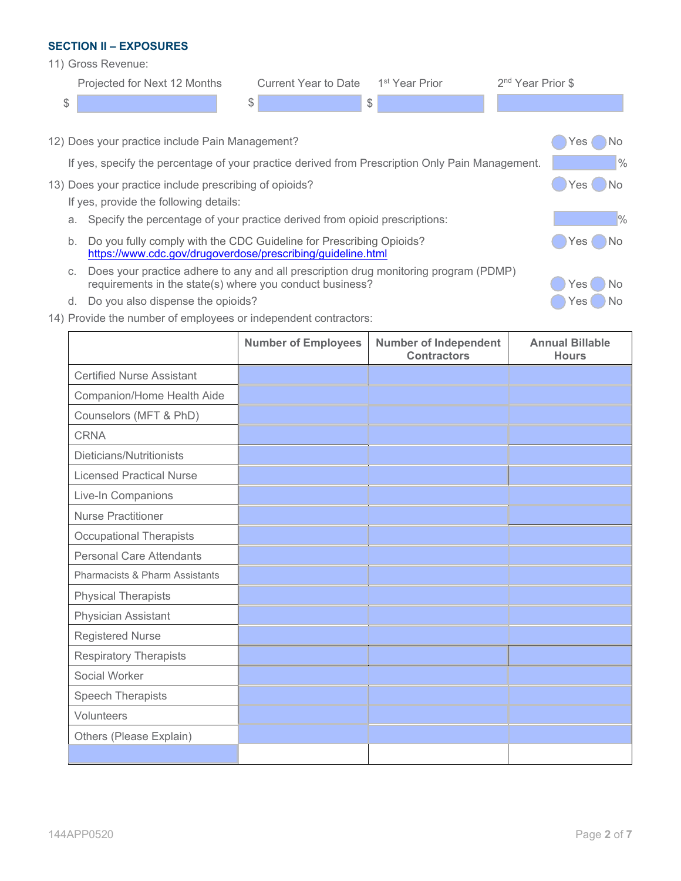### SECTION II – EXPOSURES

11) Gross Revenue:

| Projected for Next 12 Months | Current Year to Date | 1st Year Prior | 2nd Year Prior $ |
|---|---|---|---|
| $ | $ | $ | |

12) Does your practice include Pain Management? Yes No

If yes, specify the percentage of your practice derived from Prescription Only Pain Management. %

13) Does your practice include prescribing of opioids? Yes No

If yes, provide the following details:

a. Specify the percentage of your practice derived from opioid prescriptions: %

b. Do you fully comply with the CDC Guideline for Prescribing Opioids? https://www.cdc.gov/drugoverdose/prescribing/guideline.html Yes No

c. Does your practice adhere to any and all prescription drug monitoring program (PDMP) requirements in the state(s) where you conduct business? Yes No

d. Do you also dispense the opioids? Yes No

14) Provide the number of employees or independent contractors:

| | Number of Employees | Number of Independent Contractors | Annual Billable Hours |
|---|---|---|---|
| Certified Nurse Assistant | | | |
| Companion/Home Health Aide | | | |
| Counselors (MFT & PhD) | | | |
| CRNA | | | |
| Dieticians/Nutritionists | | | |
| Licensed Practical Nurse | | | |
| Live-In Companions | | | |
| Nurse Practitioner | | | |
| Occupational Therapists | | | |
| Personal Care Attendants | | | |
| Pharmacists & Pharm Assistants | | | |
| Physical Therapists | | | |
| Physician Assistant | | | |
| Registered Nurse | | | |
| Respiratory Therapists | | | |
| Social Worker | | | |
| Speech Therapists | | | |
| Volunteers | | | |
| Others (Please Explain) | | | |
| | | | |

144APP0520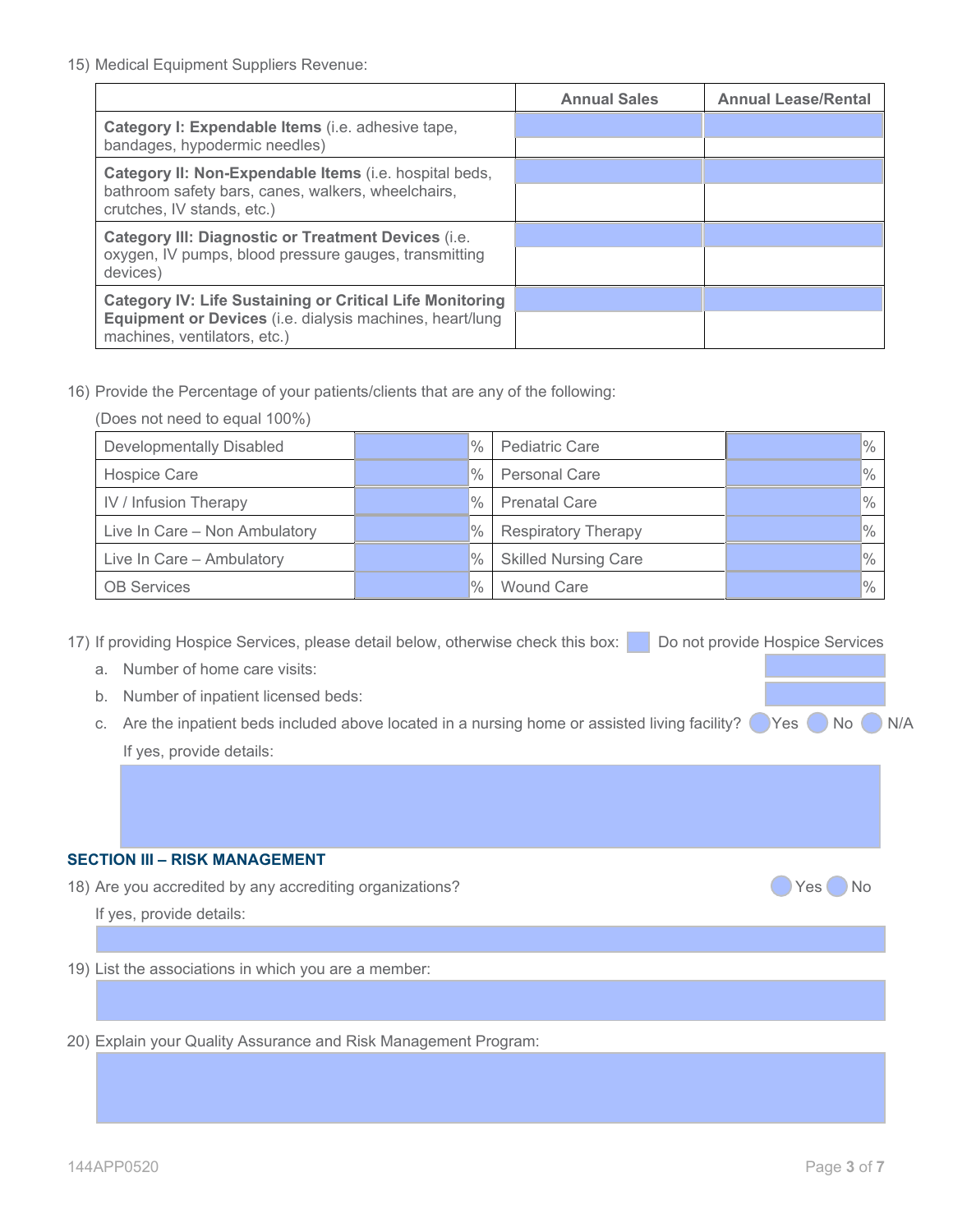15) Medical Equipment Suppliers Revenue:

| | Annual Sales | Annual Lease/Rental |
|---|---|---|
| **Category I: Expendable Items** (i.e. adhesive tape, bandages, hypodermic needles) | | |
| **Category II: Non-Expendable Items** (i.e. hospital beds, bathroom safety bars, canes, walkers, wheelchairs, crutches, IV stands, etc.) | | |
| **Category III: Diagnostic or Treatment Devices** (i.e. oxygen, IV pumps, blood pressure gauges, transmitting devices) | | |
| **Category IV: Life Sustaining or Critical Life Monitoring Equipment or Devices** (i.e. dialysis machines, heart/lung machines, ventilators, etc.) | | |

16) Provide the Percentage of your patients/clients that are any of the following:

(Does not need to equal 100%)

| | | | |
|---|---|---|---|
| Developmentally Disabled | % | Pediatric Care | % |
| Hospice Care | % | Personal Care | % |
| IV / Infusion Therapy | % | Prenatal Care | % |
| Live In Care – Non Ambulatory | % | Respiratory Therapy | % |
| Live In Care – Ambulatory | % | Skilled Nursing Care | % |
| OB Services | % | Wound Care | % |

17) If providing Hospice Services, please detail below, otherwise check this box: ☐ Do not provide Hospice Services

a. Number of home care visits:

b. Number of inpatient licensed beds:

c. Are the inpatient beds included above located in a nursing home or assisted living facility? ◯ Yes ◯ No ◯ N/A

If yes, provide details:

## SECTION III – RISK MANAGEMENT

18) Are you accredited by any accrediting organizations? ◯ Yes ◯ No

If yes, provide details:

19) List the associations in which you are a member:

20) Explain your Quality Assurance and Risk Management Program:

144APP0520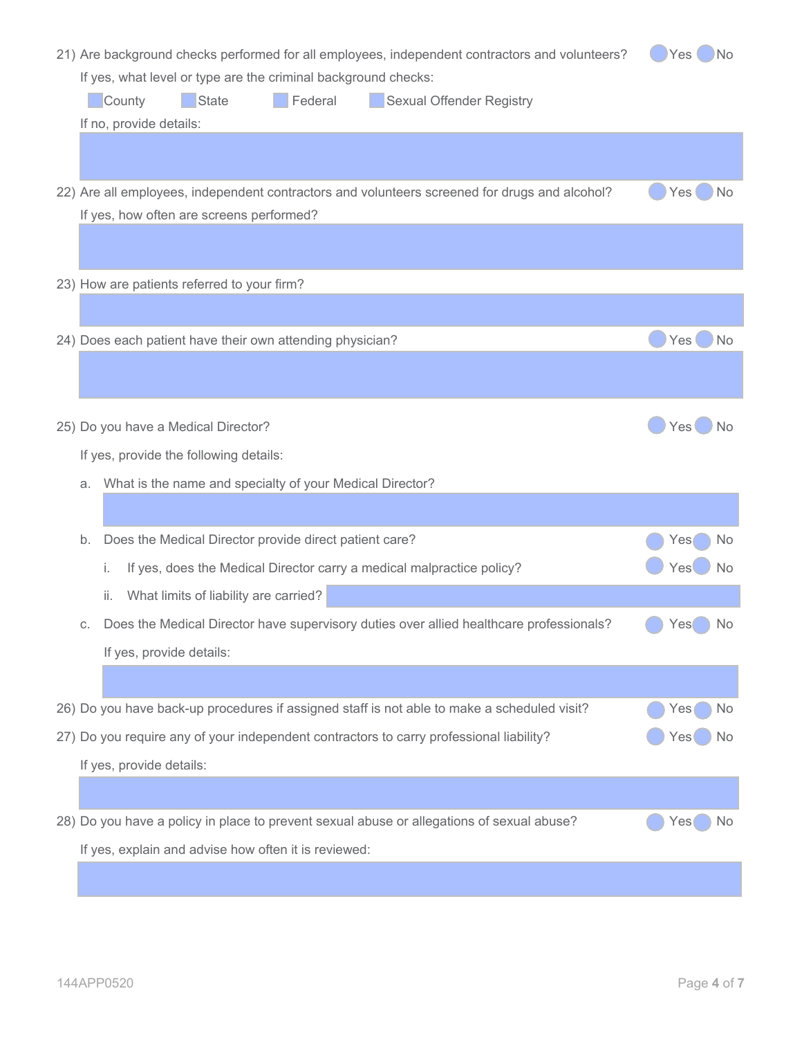21) Are background checks performed for all employees, independent contractors and volunteers? ○ Yes ○ No

If yes, what level or type are the criminal background checks:

☐ County ☐ State ☐ Federal ☐ Sexual Offender Registry

If no, provide details:

22) Are all employees, independent contractors and volunteers screened for drugs and alcohol? ○ Yes ○ No

If yes, how often are screens performed?

23) How are patients referred to your firm?

24) Does each patient have their own attending physician? ○ Yes ○ No

25) Do you have a Medical Director? ○ Yes ○ No

If yes, provide the following details:

a. What is the name and specialty of your Medical Director?

b. Does the Medical Director provide direct patient care? ○ Yes ○ No

i. If yes, does the Medical Director carry a medical malpractice policy? ○ Yes ○ No

ii. What limits of liability are carried?

c. Does the Medical Director have supervisory duties over allied healthcare professionals? ○ Yes ○ No

If yes, provide details:

26) Do you have back-up procedures if assigned staff is not able to make a scheduled visit? ○ Yes ○ No

27) Do you require any of your independent contractors to carry professional liability? ○ Yes ○ No

If yes, provide details:

28) Do you have a policy in place to prevent sexual abuse or allegations of sexual abuse? ○ Yes ○ No

If yes, explain and advise how often it is reviewed:

144APP0520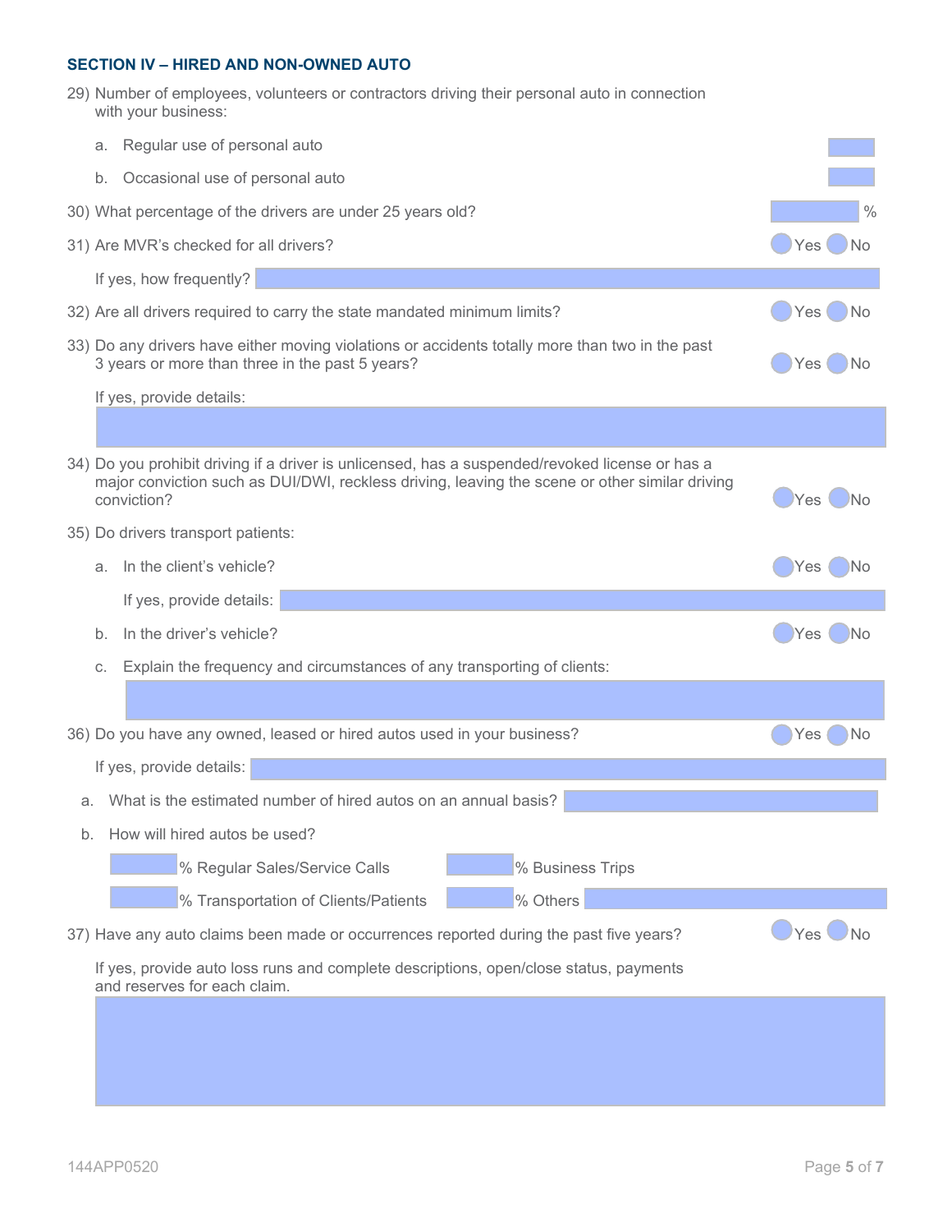### SECTION IV – HIRED AND NON-OWNED AUTO

29) Number of employees, volunteers or contractors driving their personal auto in connection with your business:

a. Regular use of personal auto

b. Occasional use of personal auto

30) What percentage of the drivers are under 25 years old? %

31) Are MVR's checked for all drivers? Yes No

If yes, how frequently?

32) Are all drivers required to carry the state mandated minimum limits? Yes No

33) Do any drivers have either moving violations or accidents totally more than two in the past 3 years or more than three in the past 5 years? Yes No

If yes, provide details:

34) Do you prohibit driving if a driver is unlicensed, has a suspended/revoked license or has a major conviction such as DUI/DWI, reckless driving, leaving the scene or other similar driving conviction? Yes No

35) Do drivers transport patients:

a. In the client's vehicle? Yes No

If yes, provide details:

b. In the driver's vehicle? Yes No

c. Explain the frequency and circumstances of any transporting of clients:

36) Do you have any owned, leased or hired autos used in your business? Yes No

If yes, provide details:

a. What is the estimated number of hired autos on an annual basis?

b. How will hired autos be used?

% Regular Sales/Service Calls　　% Business Trips

% Transportation of Clients/Patients　　% Others

37) Have any auto claims been made or occurrences reported during the past five years? Yes No

If yes, provide auto loss runs and complete descriptions, open/close status, payments and reserves for each claim.

144APP0520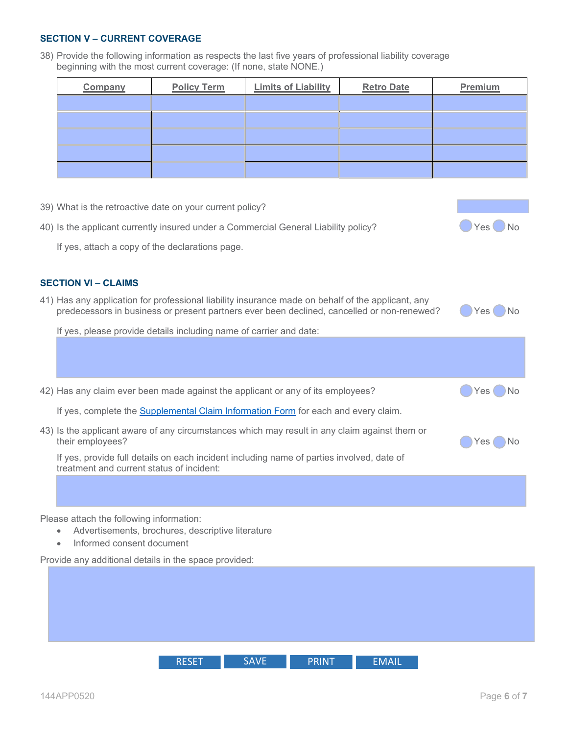### SECTION V – CURRENT COVERAGE

38) Provide the following information as respects the last five years of professional liability coverage beginning with the most current coverage: (If none, state NONE.)

| Company | Policy Term | Limits of Liability | Retro Date | Premium |
|---|---|---|---|---|
| | | | | |
| | | | | |
| | | | | |
| | | | | |
| | | | | |

39) What is the retroactive date on your current policy?

40) Is the applicant currently insured under a Commercial General Liability policy? Yes No

If yes, attach a copy of the declarations page.

### SECTION VI – CLAIMS

41) Has any application for professional liability insurance made on behalf of the applicant, any predecessors in business or present partners ever been declined, cancelled or non-renewed? Yes No

If yes, please provide details including name of carrier and date:

42) Has any claim ever been made against the applicant or any of its employees? Yes No

If yes, complete the Supplemental Claim Information Form for each and every claim.

43) Is the applicant aware of any circumstances which may result in any claim against them or their employees? Yes No

If yes, provide full details on each incident including name of parties involved, date of treatment and current status of incident:

Please attach the following information:

- Advertisements, brochures, descriptive literature
- Informed consent document

Provide any additional details in the space provided:

RESET SAVE PRINT EMAIL

144APP0520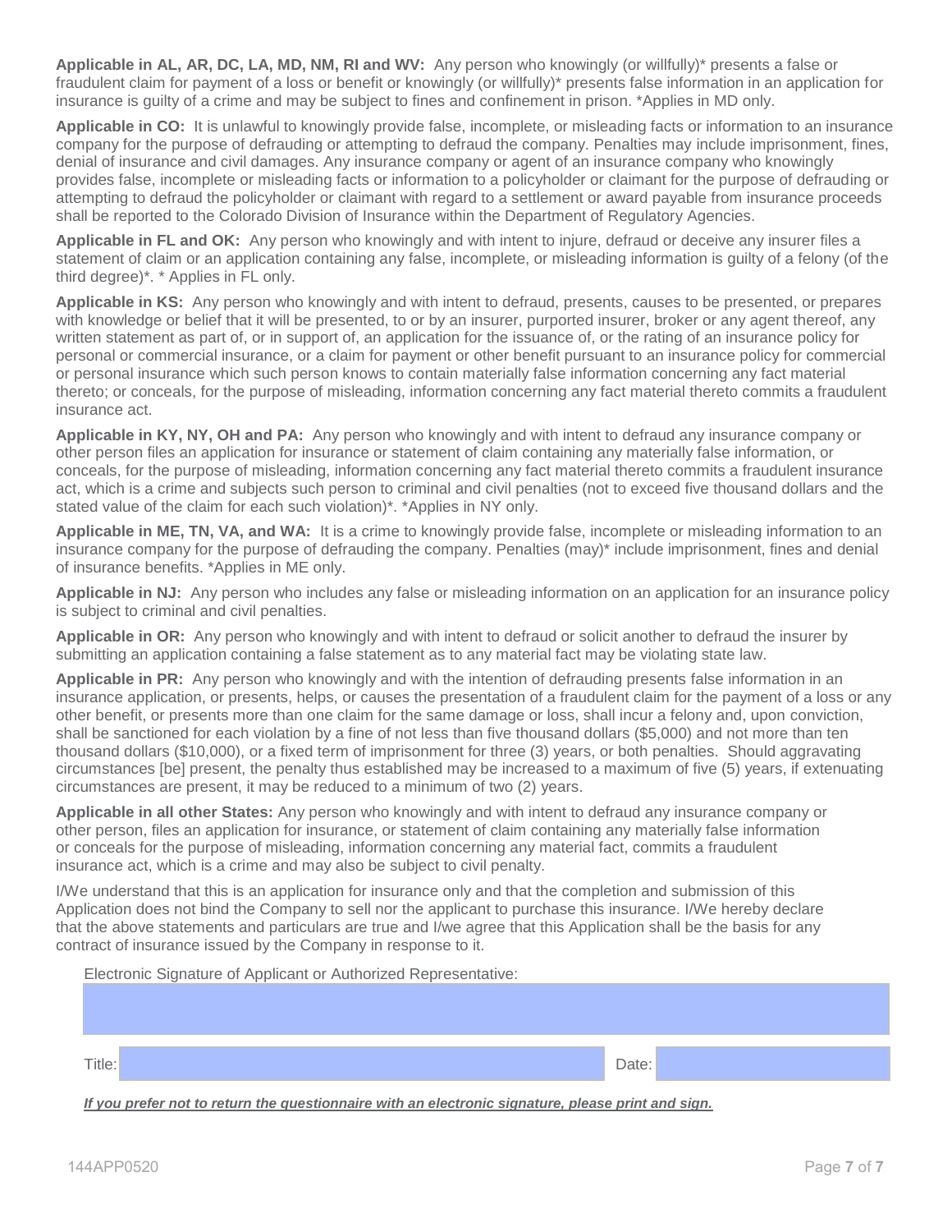**Applicable in AL, AR, DC, LA, MD, NM, RI and WV:** Any person who knowingly (or willfully)* presents a false or fraudulent claim for payment of a loss or benefit or knowingly (or willfully)* presents false information in an application for insurance is guilty of a crime and may be subject to fines and confinement in prison. *Applies in MD only.

**Applicable in CO:** It is unlawful to knowingly provide false, incomplete, or misleading facts or information to an insurance company for the purpose of defrauding or attempting to defraud the company. Penalties may include imprisonment, fines, denial of insurance and civil damages. Any insurance company or agent of an insurance company who knowingly provides false, incomplete or misleading facts or information to a policyholder or claimant for the purpose of defrauding or attempting to defraud the policyholder or claimant with regard to a settlement or award payable from insurance proceeds shall be reported to the Colorado Division of Insurance within the Department of Regulatory Agencies.

**Applicable in FL and OK:** Any person who knowingly and with intent to injure, defraud or deceive any insurer files a statement of claim or an application containing any false, incomplete, or misleading information is guilty of a felony (of the third degree)*. * Applies in FL only.

**Applicable in KS:** Any person who knowingly and with intent to defraud, presents, causes to be presented, or prepares with knowledge or belief that it will be presented, to or by an insurer, purported insurer, broker or any agent thereof, any written statement as part of, or in support of, an application for the issuance of, or the rating of an insurance policy for personal or commercial insurance, or a claim for payment or other benefit pursuant to an insurance policy for commercial or personal insurance which such person knows to contain materially false information concerning any fact material thereto; or conceals, for the purpose of misleading, information concerning any fact material thereto commits a fraudulent insurance act.

**Applicable in KY, NY, OH and PA:** Any person who knowingly and with intent to defraud any insurance company or other person files an application for insurance or statement of claim containing any materially false information, or conceals, for the purpose of misleading, information concerning any fact material thereto commits a fraudulent insurance act, which is a crime and subjects such person to criminal and civil penalties (not to exceed five thousand dollars and the stated value of the claim for each such violation)*. *Applies in NY only.

**Applicable in ME, TN, VA, and WA:** It is a crime to knowingly provide false, incomplete or misleading information to an insurance company for the purpose of defrauding the company. Penalties (may)* include imprisonment, fines and denial of insurance benefits. *Applies in ME only.

**Applicable in NJ:** Any person who includes any false or misleading information on an application for an insurance policy is subject to criminal and civil penalties.

**Applicable in OR:** Any person who knowingly and with intent to defraud or solicit another to defraud the insurer by submitting an application containing a false statement as to any material fact may be violating state law.

**Applicable in PR:** Any person who knowingly and with the intention of defrauding presents false information in an insurance application, or presents, helps, or causes the presentation of a fraudulent claim for the payment of a loss or any other benefit, or presents more than one claim for the same damage or loss, shall incur a felony and, upon conviction, shall be sanctioned for each violation by a fine of not less than five thousand dollars ($5,000) and not more than ten thousand dollars ($10,000), or a fixed term of imprisonment for three (3) years, or both penalties. Should aggravating circumstances [be] present, the penalty thus established may be increased to a maximum of five (5) years, if extenuating circumstances are present, it may be reduced to a minimum of two (2) years.

**Applicable in all other States:** Any person who knowingly and with intent to defraud any insurance company or other person, files an application for insurance, or statement of claim containing any materially false information or conceals for the purpose of misleading, information concerning any material fact, commits a fraudulent insurance act, which is a crime and may also be subject to civil penalty.

I/We understand that this is an application for insurance only and that the completion and submission of this Application does not bind the Company to sell nor the applicant to purchase this insurance. I/We hereby declare that the above statements and particulars are true and I/we agree that this Application shall be the basis for any contract of insurance issued by the Company in response to it.

Electronic Signature of Applicant or Authorized Representative: 

Title: Date: 

***If you prefer not to return the questionnaire with an electronic signature, please print and sign.***

144APP0520